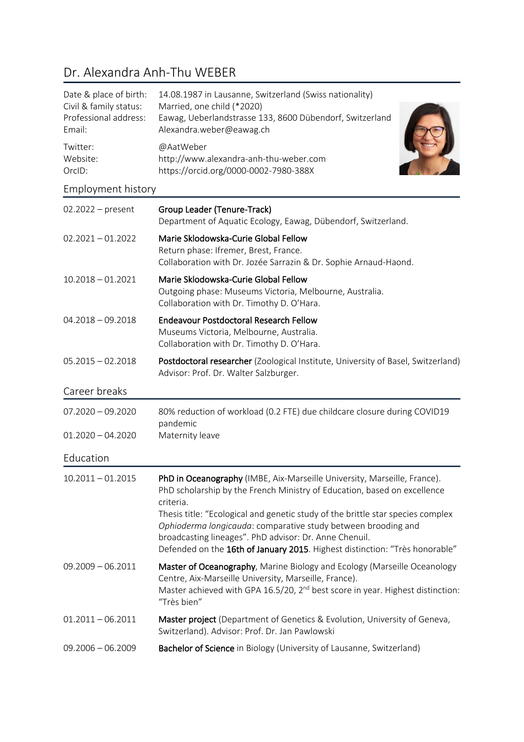# Dr. Alexandra Anh-Thu WEBER

| | |
|---|---|
| Date & place of birth: | 14.08.1987 in Lausanne, Switzerland (Swiss nationality) |
| Civil & family status: | Married, one child (*2020) |
| Professional address: | Eawag, Ueberlandstrasse 133, 8600 Dübendorf, Switzerland |
| Email: | Alexandra.weber@eawag.ch |
| Twitter: | @AatWeber |
| Website: | http://www.alexandra-anh-thu-weber.com |
| OrcID: | https://orcid.org/0000-0002-7980-388X |

## Employment history

| | |
|---|---|
| 02.2022 – present | **Group Leader (Tenure-Track)**<br>Department of Aquatic Ecology, Eawag, Dübendorf, Switzerland. |
| 02.2021 – 01.2022 | **Marie Sklodowska-Curie Global Fellow**<br>Return phase: Ifremer, Brest, France.<br>Collaboration with Dr. Jozée Sarrazin & Dr. Sophie Arnaud-Haond. |
| 10.2018 – 01.2021 | **Marie Sklodowska-Curie Global Fellow**<br>Outgoing phase: Museums Victoria, Melbourne, Australia.<br>Collaboration with Dr. Timothy D. O'Hara. |
| 04.2018 – 09.2018 | **Endeavour Postdoctoral Research Fellow**<br>Museums Victoria, Melbourne, Australia.<br>Collaboration with Dr. Timothy D. O'Hara. |
| 05.2015 – 02.2018 | **Postdoctoral researcher** (Zoological Institute, University of Basel, Switzerland)<br>Advisor: Prof. Dr. Walter Salzburger. |

## Career breaks

| | |
|---|---|
| 07.2020 – 09.2020 | 80% reduction of workload (0.2 FTE) due childcare closure during COVID19 pandemic |
| 01.2020 – 04.2020 | Maternity leave |

## Education

| | |
|---|---|
| 10.2011 – 01.2015 | **PhD in Oceanography** (IMBE, Aix-Marseille University, Marseille, France).<br>PhD scholarship by the French Ministry of Education, based on excellence criteria.<br>Thesis title: "Ecological and genetic study of the brittle star species complex *Ophioderma longicauda*: comparative study between brooding and broadcasting lineages". PhD advisor: Dr. Anne Chenuil.<br>Defended on the **16th of January 2015**. Highest distinction: "Très honorable" |
| 09.2009 – 06.2011 | **Master of Oceanography**, Marine Biology and Ecology (Marseille Oceanology Centre, Aix-Marseille University, Marseille, France).<br>Master achieved with GPA 16.5/20, 2nd best score in year. Highest distinction: "Très bien" |
| 01.2011 – 06.2011 | **Master project** (Department of Genetics & Evolution, University of Geneva, Switzerland). Advisor: Prof. Dr. Jan Pawlowski |
| 09.2006 – 06.2009 | **Bachelor of Science** in Biology (University of Lausanne, Switzerland) |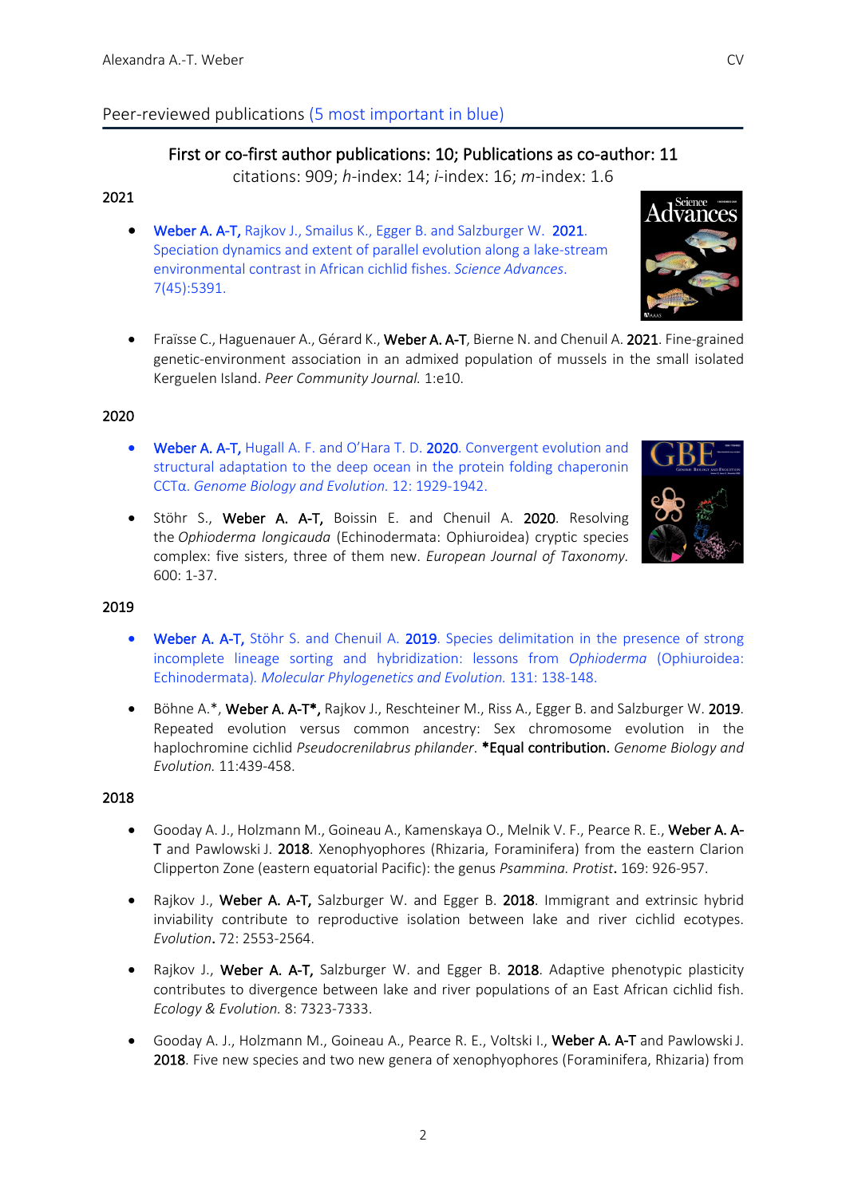## Peer-reviewed publications (5 most important in blue)

**First or co-first author publications: 10; Publications as co-author: 11**

citations: 909; *h*-index: 14; *i*-index: 16; *m*-index: 1.6

### 2021

- **Weber A. A-T,** Rajkov J., Smailus K., Egger B. and Salzburger W. **2021**. Speciation dynamics and extent of parallel evolution along a lake-stream environmental contrast in African cichlid fishes. *Science Advances*. 7(45):5391.
- Fraïsse C., Haguenauer A., Gérard K., **Weber A. A-T**, Bierne N. and Chenuil A. **2021**. Fine-grained genetic-environment association in an admixed population of mussels in the small isolated Kerguelen Island. *Peer Community Journal.* 1:e10.

### 2020

- **Weber A. A-T,** Hugall A. F. and O'Hara T. D. **2020**. Convergent evolution and structural adaptation to the deep ocean in the protein folding chaperonin CCTα. *Genome Biology and Evolution.* 12: 1929-1942.
- Stöhr S., **Weber A. A-T,** Boissin E. and Chenuil A. **2020**. Resolving the *Ophioderma longicauda* (Echinodermata: Ophiuroidea) cryptic species complex: five sisters, three of them new. *European Journal of Taxonomy.* 600: 1-37.

### 2019

- **Weber A. A-T,** Stöhr S. and Chenuil A. **2019**. Species delimitation in the presence of strong incomplete lineage sorting and hybridization: lessons from *Ophioderma* (Ophiuroidea: Echinodermata). *Molecular Phylogenetics and Evolution.* 131: 138-148.
- Böhne A.*, **Weber A. A-T*,** Rajkov J., Reschteiner M., Riss A., Egger B. and Salzburger W. **2019**. Repeated evolution versus common ancestry: Sex chromosome evolution in the haplochromine cichlid *Pseudocrenilabrus philander*. ***Equal contribution.** *Genome Biology and Evolution.* 11:439-458.

### 2018

- Gooday A. J., Holzmann M., Goineau A., Kamenskaya O., Melnik V. F., Pearce R. E., **Weber A. A-T** and Pawlowski J. **2018**. Xenophyophores (Rhizaria, Foraminifera) from the eastern Clarion Clipperton Zone (eastern equatorial Pacific): the genus *Psammina. Protist***.** 169: 926-957.
- Rajkov J., **Weber A. A-T,** Salzburger W. and Egger B. **2018**. Immigrant and extrinsic hybrid inviability contribute to reproductive isolation between lake and river cichlid ecotypes. *Evolution***.** 72: 2553-2564.
- Rajkov J., **Weber A. A-T,** Salzburger W. and Egger B. **2018**. Adaptive phenotypic plasticity contributes to divergence between lake and river populations of an East African cichlid fish. *Ecology & Evolution.* 8: 7323-7333.
- Gooday A. J., Holzmann M., Goineau A., Pearce R. E., Voltski I., **Weber A. A-T** and Pawlowski J. **2018**. Five new species and two new genera of xenophyophores (Foraminifera, Rhizaria) from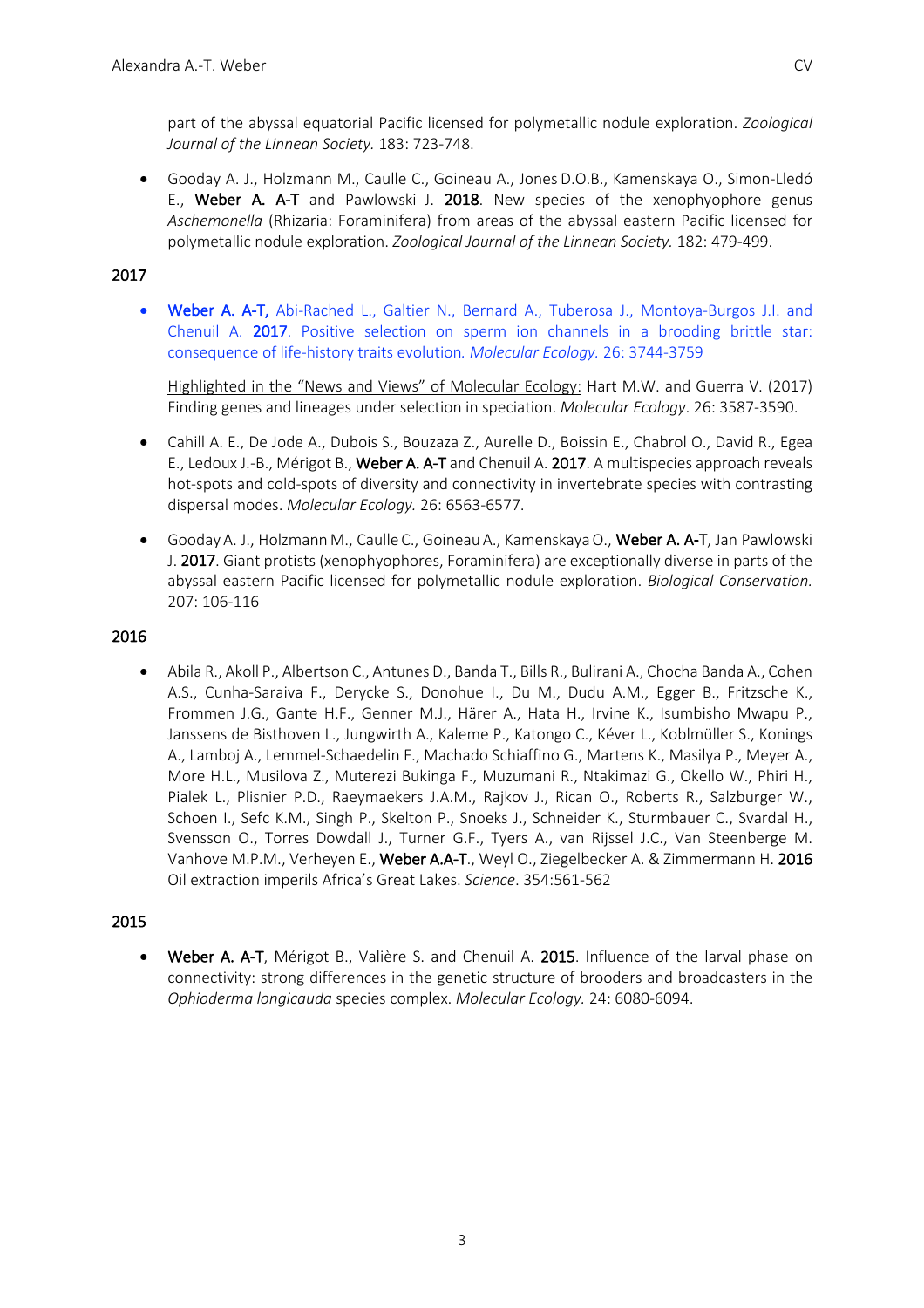part of the abyssal equatorial Pacific licensed for polymetallic nodule exploration. *Zoological Journal of the Linnean Society.* 183: 723-748.

- Gooday A. J., Holzmann M., Caulle C., Goineau A., Jones D.O.B., Kamenskaya O., Simon-Lledó E., **Weber A. A-T** and Pawlowski J. **2018**. New species of the xenophyophore genus *Aschemonella* (Rhizaria: Foraminifera) from areas of the abyssal eastern Pacific licensed for polymetallic nodule exploration. *Zoological Journal of the Linnean Society.* 182: 479-499.

## 2017

- **Weber A. A-T,** Abi-Rached L., Galtier N., Bernard A., Tuberosa J., Montoya-Burgos J.I. and Chenuil A. **2017**. Positive selection on sperm ion channels in a brooding brittle star: consequence of life-history traits evolution. *Molecular Ecology.* 26: 3744-3759

  Highlighted in the "News and Views" of Molecular Ecology: Hart M.W. and Guerra V. (2017) Finding genes and lineages under selection in speciation. *Molecular Ecology*. 26: 3587-3590.

- Cahill A. E., De Jode A., Dubois S., Bouzaza Z., Aurelle D., Boissin E., Chabrol O., David R., Egea E., Ledoux J.-B., Mérigot B., **Weber A. A-T** and Chenuil A. **2017**. A multispecies approach reveals hot-spots and cold-spots of diversity and connectivity in invertebrate species with contrasting dispersal modes. *Molecular Ecology.* 26: 6563-6577.

- Gooday A. J., Holzmann M., Caulle C., Goineau A., Kamenskaya O., **Weber A. A-T**, Jan Pawlowski J. **2017**. Giant protists (xenophyophores, Foraminifera) are exceptionally diverse in parts of the abyssal eastern Pacific licensed for polymetallic nodule exploration. *Biological Conservation.* 207: 106-116

## 2016

- Abila R., Akoll P., Albertson C., Antunes D., Banda T., Bills R., Bulirani A., Chocha Banda A., Cohen A.S., Cunha-Saraiva F., Derycke S., Donohue I., Du M., Dudu A.M., Egger B., Fritzsche K., Frommen J.G., Gante H.F., Genner M.J., Härer A., Hata H., Irvine K., Isumbisho Mwapu P., Janssens de Bisthoven L., Jungwirth A., Kaleme P., Katongo C., Kéver L., Koblmüller S., Konings A., Lamboj A., Lemmel-Schaedelin F., Machado Schiaffino G., Martens K., Masilya P., Meyer A., More H.L., Musilova Z., Muterezi Bukinga F., Muzumani R., Ntakimazi G., Okello W., Phiri H., Pialek L., Plisnier P.D., Raeymaekers J.A.M., Rajkov J., Rican O., Roberts R., Salzburger W., Schoen I., Sefc K.M., Singh P., Skelton P., Snoeks J., Schneider K., Sturmbauer C., Svardal H., Svensson O., Torres Dowdall J., Turner G.F., Tyers A., van Rijssel J.C., Van Steenberge M. Vanhove M.P.M., Verheyen E., **Weber A.A-T**., Weyl O., Ziegelbecker A. & Zimmermann H. **2016** Oil extraction imperils Africa's Great Lakes. *Science*. 354:561-562

## 2015

- **Weber A. A-T**, Mérigot B., Valière S. and Chenuil A. **2015**. Influence of the larval phase on connectivity: strong differences in the genetic structure of brooders and broadcasters in the *Ophioderma longicauda* species complex. *Molecular Ecology.* 24: 6080-6094.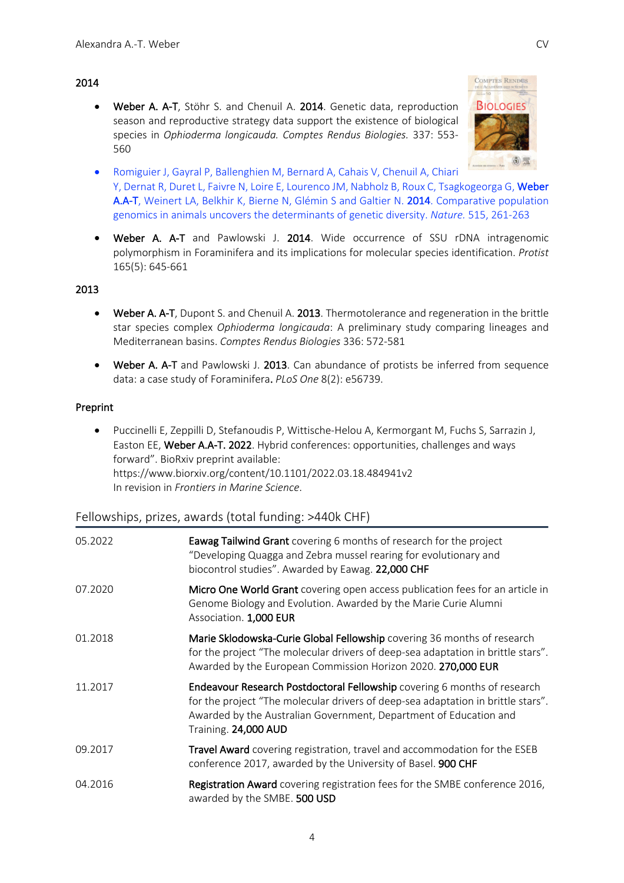### 2014

- **Weber A. A-T**, Stöhr S. and Chenuil A. **2014**. Genetic data, reproduction season and reproductive strategy data support the existence of biological species in *Ophioderma longicauda. Comptes Rendus Biologies.* 337: 553-560
- Romiguier J, Gayral P, Ballenghien M, Bernard A, Cahais V, Chenuil A, Chiari Y, Dernat R, Duret L, Faivre N, Loire E, Lourenco JM, Nabholz B, Roux C, Tsagkogeorga G, **Weber A.A-T**, Weinert LA, Belkhir K, Bierne N, Glémin S and Galtier N. **2014**. Comparative population genomics in animals uncovers the determinants of genetic diversity. *Nature.* 515, 261-263
- **Weber A. A-T** and Pawlowski J. **2014**. Wide occurrence of SSU rDNA intragenomic polymorphism in Foraminifera and its implications for molecular species identification. *Protist* 165(5): 645-661

### 2013

- **Weber A. A-T**, Dupont S. and Chenuil A. **2013**. Thermotolerance and regeneration in the brittle star species complex *Ophioderma longicauda*: A preliminary study comparing lineages and Mediterranean basins. *Comptes Rendus Biologies* 336: 572-581
- **Weber A. A-T** and Pawlowski J. **2013**. Can abundance of protists be inferred from sequence data: a case study of Foraminifera**.** *PLoS One* 8(2): e56739.

### Preprint

- Puccinelli E, Zeppilli D, Stefanoudis P, Wittische-Helou A, Kermorgant M, Fuchs S, Sarrazin J, Easton EE, **Weber A.A-T. 2022**. Hybrid conferences: opportunities, challenges and ways forward". BioRxiv preprint available: https://www.biorxiv.org/content/10.1101/2022.03.18.484941v2 In revision in *Frontiers in Marine Science*.

## Fellowships, prizes, awards (total funding: >440k CHF)

| | |
|---|---|
| 05.2022 | **Eawag Tailwind Grant** covering 6 months of research for the project "Developing Quagga and Zebra mussel rearing for evolutionary and biocontrol studies". Awarded by Eawag. **22,000 CHF** |
| 07.2020 | **Micro One World Grant** covering open access publication fees for an article in Genome Biology and Evolution. Awarded by the Marie Curie Alumni Association. **1,000 EUR** |
| 01.2018 | **Marie Sklodowska-Curie Global Fellowship** covering 36 months of research for the project "The molecular drivers of deep-sea adaptation in brittle stars". Awarded by the European Commission Horizon 2020. **270,000 EUR** |
| 11.2017 | **Endeavour Research Postdoctoral Fellowship** covering 6 months of research for the project "The molecular drivers of deep-sea adaptation in brittle stars". Awarded by the Australian Government, Department of Education and Training. **24,000 AUD** |
| 09.2017 | **Travel Award** covering registration, travel and accommodation for the ESEB conference 2017, awarded by the University of Basel. **900 CHF** |
| 04.2016 | **Registration Award** covering registration fees for the SMBE conference 2016, awarded by the SMBE. **500 USD** |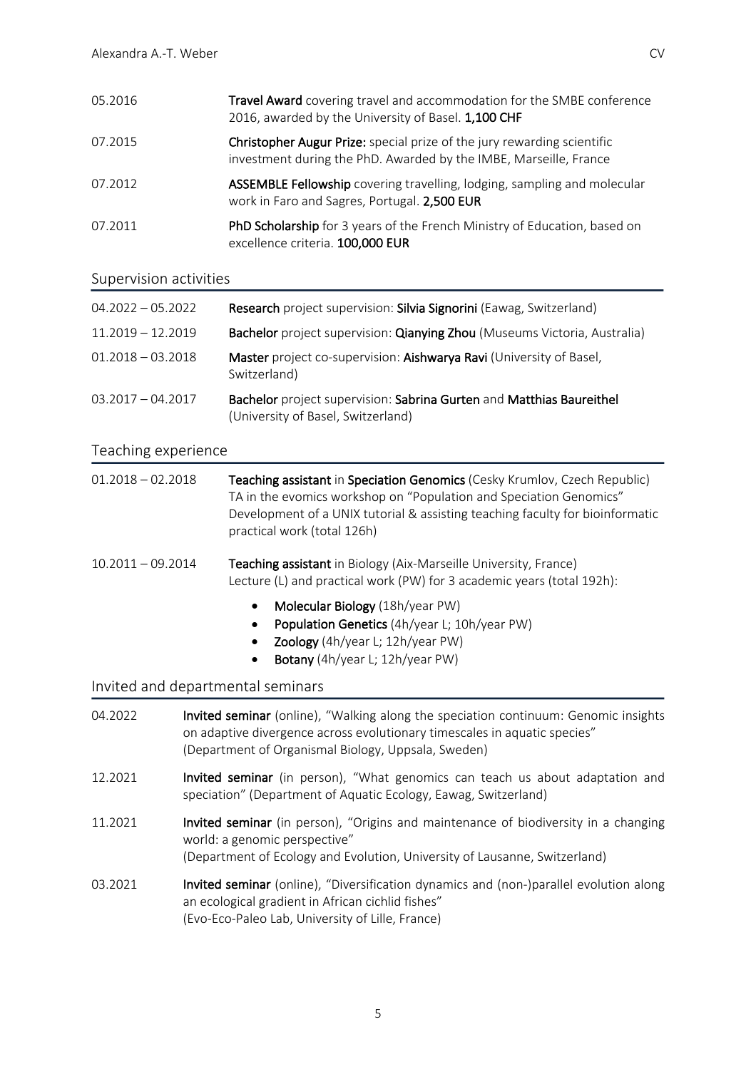05.2016 **Travel Award** covering travel and accommodation for the SMBE conference 2016, awarded by the University of Basel. **1,100 CHF**

07.2015 **Christopher Augur Prize:** special prize of the jury rewarding scientific investment during the PhD. Awarded by the IMBE, Marseille, France

07.2012 **ASSEMBLE Fellowship** covering travelling, lodging, sampling and molecular work in Faro and Sagres, Portugal. **2,500 EUR**

07.2011 **PhD Scholarship** for 3 years of the French Ministry of Education, based on excellence criteria. **100,000 EUR**

## Supervision activities

04.2022 – 05.2022 **Research** project supervision: **Silvia Signorini** (Eawag, Switzerland)

11.2019 – 12.2019 **Bachelor** project supervision: **Qianying Zhou** (Museums Victoria, Australia)

01.2018 – 03.2018 **Master** project co-supervision: **Aishwarya Ravi** (University of Basel, Switzerland)

03.2017 – 04.2017 **Bachelor** project supervision: **Sabrina Gurten** and **Matthias Baureithel** (University of Basel, Switzerland)

## Teaching experience

01.2018 – 02.2018 **Teaching assistant** in **Speciation Genomics** (Cesky Krumlov, Czech Republic)
TA in the evomics workshop on "Population and Speciation Genomics"
Development of a UNIX tutorial & assisting teaching faculty for bioinformatic practical work (total 126h)

10.2011 – 09.2014 **Teaching assistant** in Biology (Aix-Marseille University, France)
Lecture (L) and practical work (PW) for 3 academic years (total 192h):

- **Molecular Biology** (18h/year PW)
- **Population Genetics** (4h/year L; 10h/year PW)
- **Zoology** (4h/year L; 12h/year PW)
- **Botany** (4h/year L; 12h/year PW)

## Invited and departmental seminars

04.2022 **Invited seminar** (online), "Walking along the speciation continuum: Genomic insights on adaptive divergence across evolutionary timescales in aquatic species" (Department of Organismal Biology, Uppsala, Sweden)

12.2021 **Invited seminar** (in person), "What genomics can teach us about adaptation and speciation" (Department of Aquatic Ecology, Eawag, Switzerland)

11.2021 **Invited seminar** (in person), "Origins and maintenance of biodiversity in a changing world: a genomic perspective"
(Department of Ecology and Evolution, University of Lausanne, Switzerland)

03.2021 **Invited seminar** (online), "Diversification dynamics and (non-)parallel evolution along an ecological gradient in African cichlid fishes"
(Evo-Eco-Paleo Lab, University of Lille, France)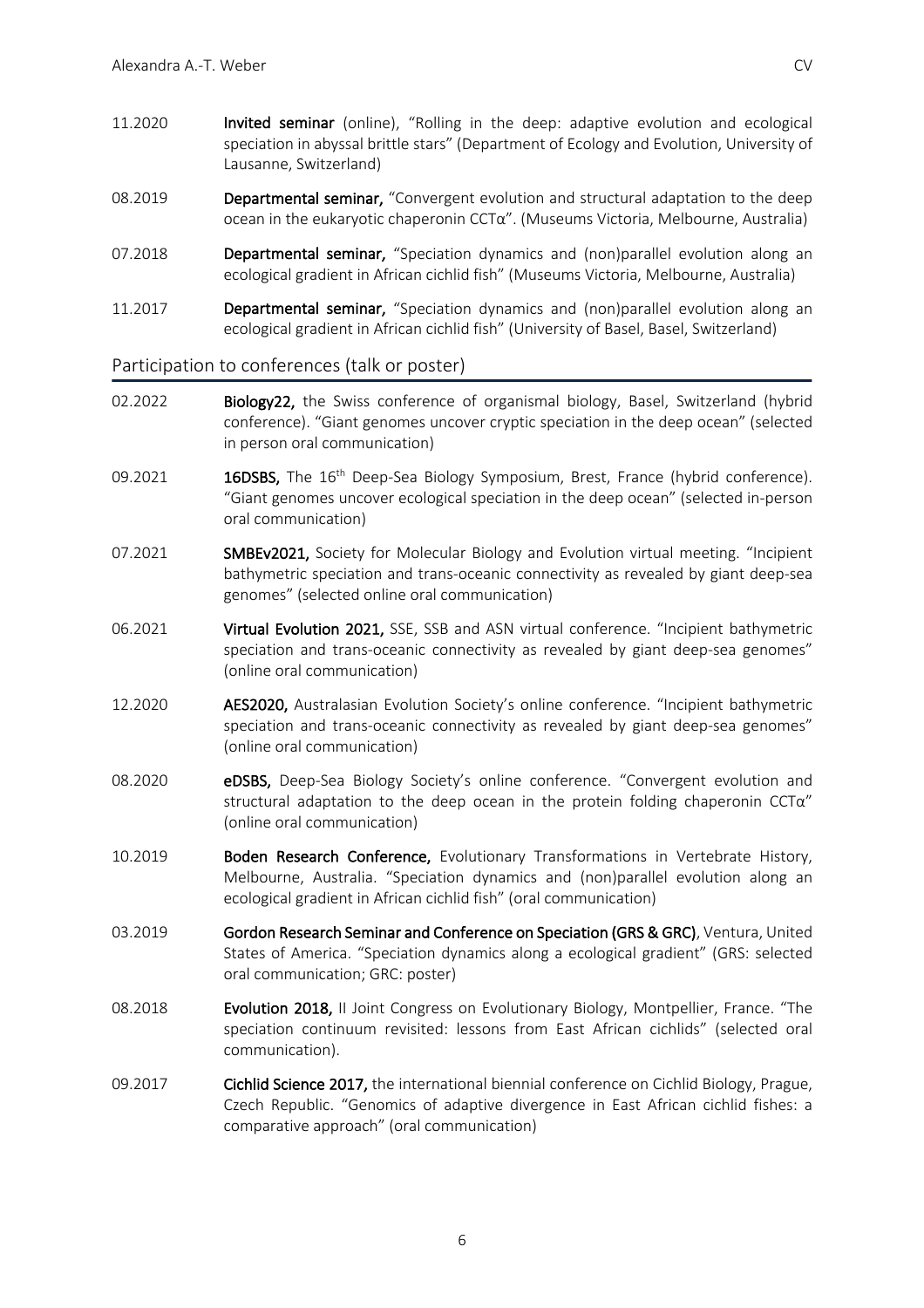11.2020 **Invited seminar** (online), "Rolling in the deep: adaptive evolution and ecological speciation in abyssal brittle stars" (Department of Ecology and Evolution, University of Lausanne, Switzerland)

08.2019 **Departmental seminar,** "Convergent evolution and structural adaptation to the deep ocean in the eukaryotic chaperonin CCTα". (Museums Victoria, Melbourne, Australia)

07.2018 **Departmental seminar,** "Speciation dynamics and (non)parallel evolution along an ecological gradient in African cichlid fish" (Museums Victoria, Melbourne, Australia)

11.2017 **Departmental seminar,** "Speciation dynamics and (non)parallel evolution along an ecological gradient in African cichlid fish" (University of Basel, Basel, Switzerland)

## Participation to conferences (talk or poster)

02.2022 **Biology22,** the Swiss conference of organismal biology, Basel, Switzerland (hybrid conference). "Giant genomes uncover cryptic speciation in the deep ocean" (selected in person oral communication)

09.2021 **16DSBS,** The 16th Deep-Sea Biology Symposium, Brest, France (hybrid conference). "Giant genomes uncover ecological speciation in the deep ocean" (selected in-person oral communication)

07.2021 **SMBEv2021,** Society for Molecular Biology and Evolution virtual meeting. "Incipient bathymetric speciation and trans-oceanic connectivity as revealed by giant deep-sea genomes" (selected online oral communication)

06.2021 **Virtual Evolution 2021,** SSE, SSB and ASN virtual conference. "Incipient bathymetric speciation and trans-oceanic connectivity as revealed by giant deep-sea genomes" (online oral communication)

12.2020 **AES2020,** Australasian Evolution Society's online conference. "Incipient bathymetric speciation and trans-oceanic connectivity as revealed by giant deep-sea genomes" (online oral communication)

08.2020 **eDSBS,** Deep-Sea Biology Society's online conference. "Convergent evolution and structural adaptation to the deep ocean in the protein folding chaperonin CCTα" (online oral communication)

10.2019 **Boden Research Conference,** Evolutionary Transformations in Vertebrate History, Melbourne, Australia. "Speciation dynamics and (non)parallel evolution along an ecological gradient in African cichlid fish" (oral communication)

03.2019 **Gordon Research Seminar and Conference on Speciation (GRS & GRC)**, Ventura, United States of America. "Speciation dynamics along a ecological gradient" (GRS: selected oral communication; GRC: poster)

08.2018 **Evolution 2018,** II Joint Congress on Evolutionary Biology, Montpellier, France. "The speciation continuum revisited: lessons from East African cichlids" (selected oral communication).

09.2017 **Cichlid Science 2017,** the international biennial conference on Cichlid Biology, Prague, Czech Republic. "Genomics of adaptive divergence in East African cichlid fishes: a comparative approach" (oral communication)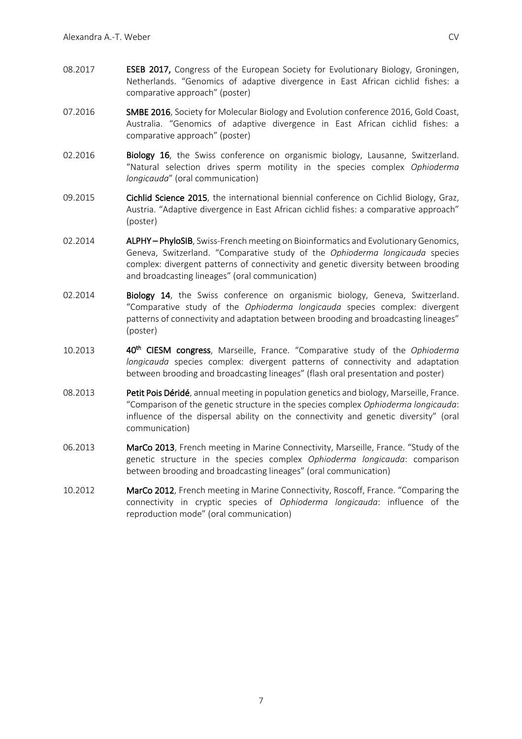08.2017 **ESEB 2017,** Congress of the European Society for Evolutionary Biology, Groningen, Netherlands. “Genomics of adaptive divergence in East African cichlid fishes: a comparative approach” (poster)

07.2016 **SMBE 2016**, Society for Molecular Biology and Evolution conference 2016, Gold Coast, Australia. “Genomics of adaptive divergence in East African cichlid fishes: a comparative approach” (poster)

02.2016 **Biology 16**, the Swiss conference on organismic biology, Lausanne, Switzerland. “Natural selection drives sperm motility in the species complex *Ophioderma longicauda*” (oral communication)

09.2015 **Cichlid Science 2015**, the international biennial conference on Cichlid Biology, Graz, Austria. “Adaptive divergence in East African cichlid fishes: a comparative approach” (poster)

02.2014 **ALPHY – PhyloSIB**, Swiss-French meeting on Bioinformatics and Evolutionary Genomics, Geneva, Switzerland. “Comparative study of the *Ophioderma longicauda* species complex: divergent patterns of connectivity and genetic diversity between brooding and broadcasting lineages” (oral communication)

02.2014 **Biology 14**, the Swiss conference on organismic biology, Geneva, Switzerland. “Comparative study of the *Ophioderma longicauda* species complex: divergent patterns of connectivity and adaptation between brooding and broadcasting lineages” (poster)

10.2013 **40th CIESM congress**, Marseille, France. “Comparative study of the *Ophioderma longicauda* species complex: divergent patterns of connectivity and adaptation between brooding and broadcasting lineages” (flash oral presentation and poster)

08.2013 **Petit Pois Déridé**, annual meeting in population genetics and biology, Marseille, France. “Comparison of the genetic structure in the species complex *Ophioderma longicauda*: influence of the dispersal ability on the connectivity and genetic diversity” (oral communication)

06.2013 **MarCo 2013**, French meeting in Marine Connectivity, Marseille, France. “Study of the genetic structure in the species complex *Ophioderma longicauda*: comparison between brooding and broadcasting lineages” (oral communication)

10.2012 **MarCo 2012**, French meeting in Marine Connectivity, Roscoff, France. “Comparing the connectivity in cryptic species of *Ophioderma longicauda*: influence of the reproduction mode” (oral communication)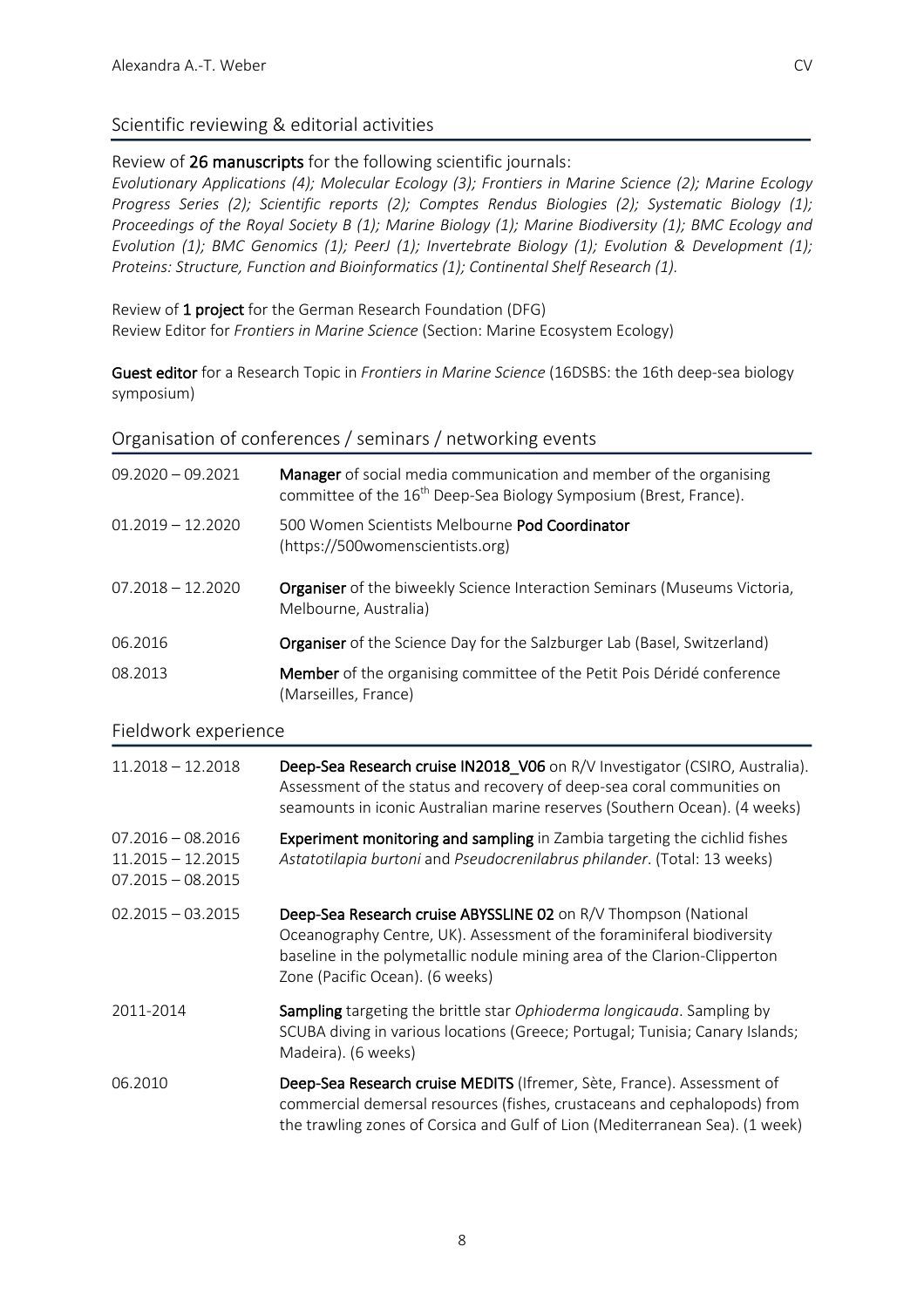## Scientific reviewing & editorial activities

Review of **26 manuscripts** for the following scientific journals:
*Evolutionary Applications (4); Molecular Ecology (3); Frontiers in Marine Science (2); Marine Ecology Progress Series (2); Scientific reports (2); Comptes Rendus Biologies (2); Systematic Biology (1); Proceedings of the Royal Society B (1); Marine Biology (1); Marine Biodiversity (1); BMC Ecology and Evolution (1); BMC Genomics (1); PeerJ (1); Invertebrate Biology (1); Evolution & Development (1); Proteins: Structure, Function and Bioinformatics (1); Continental Shelf Research (1).*

Review of **1 project** for the German Research Foundation (DFG)
Review Editor for *Frontiers in Marine Science* (Section: Marine Ecosystem Ecology)

**Guest editor** for a Research Topic in *Frontiers in Marine Science* (16DSBS: the 16th deep-sea biology symposium)

## Organisation of conferences / seminars / networking events

| | |
|---|---|
| 09.2020 – 09.2021 | **Manager** of social media communication and member of the organising committee of the 16th Deep-Sea Biology Symposium (Brest, France). |
| 01.2019 – 12.2020 | 500 Women Scientists Melbourne **Pod Coordinator** (https://500womenscientists.org) |
| 07.2018 – 12.2020 | **Organiser** of the biweekly Science Interaction Seminars (Museums Victoria, Melbourne, Australia) |
| 06.2016 | **Organiser** of the Science Day for the Salzburger Lab (Basel, Switzerland) |
| 08.2013 | **Member** of the organising committee of the Petit Pois Déridé conference (Marseilles, France) |

## Fieldwork experience

| | |
|---|---|
| 11.2018 – 12.2018 | **Deep-Sea Research cruise IN2018_V06** on R/V Investigator (CSIRO, Australia). Assessment of the status and recovery of deep-sea coral communities on seamounts in iconic Australian marine reserves (Southern Ocean). (4 weeks) |
| 07.2016 – 08.2016<br>11.2015 – 12.2015<br>07.2015 – 08.2015 | **Experiment monitoring and sampling** in Zambia targeting the cichlid fishes *Astatotilapia burtoni* and *Pseudocrenilabrus philander*. (Total: 13 weeks) |
| 02.2015 – 03.2015 | **Deep-Sea Research cruise ABYSSLINE 02** on R/V Thompson (National Oceanography Centre, UK). Assessment of the foraminiferal biodiversity baseline in the polymetallic nodule mining area of the Clarion-Clipperton Zone (Pacific Ocean). (6 weeks) |
| 2011-2014 | **Sampling** targeting the brittle star *Ophioderma longicauda*. Sampling by SCUBA diving in various locations (Greece; Portugal; Tunisia; Canary Islands; Madeira). (6 weeks) |
| 06.2010 | **Deep-Sea Research cruise MEDITS** (Ifremer, Sète, France). Assessment of commercial demersal resources (fishes, crustaceans and cephalopods) from the trawling zones of Corsica and Gulf of Lion (Mediterranean Sea). (1 week) |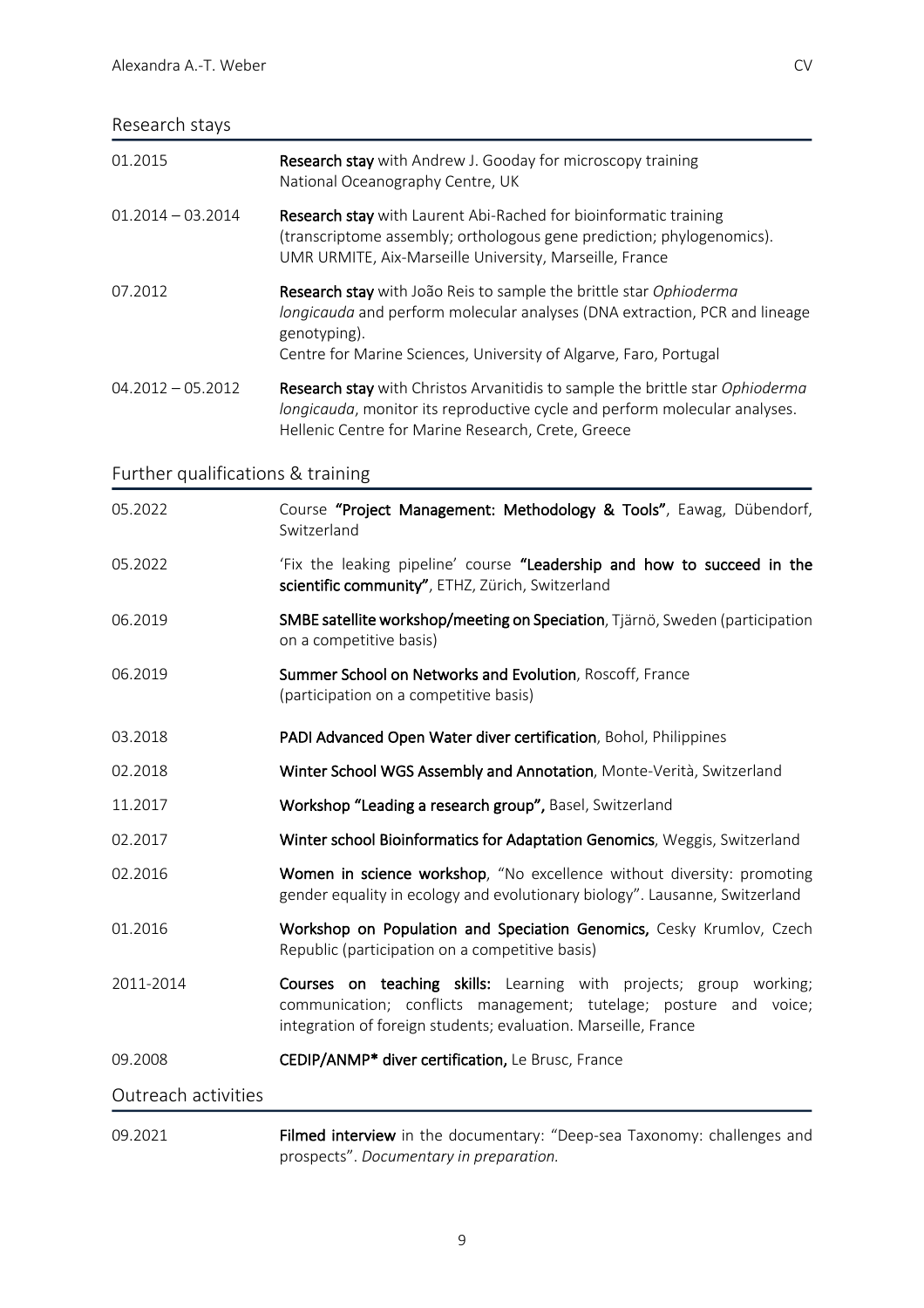## Research stays

| | |
|---|---|
| 01.2015 | **Research stay** with Andrew J. Gooday for microscopy training<br>National Oceanography Centre, UK |
| 01.2014 – 03.2014 | **Research stay** with Laurent Abi-Rached for bioinformatic training (transcriptome assembly; orthologous gene prediction; phylogenomics).<br>UMR URMITE, Aix-Marseille University, Marseille, France |
| 07.2012 | **Research stay** with João Reis to sample the brittle star *Ophioderma longicauda* and perform molecular analyses (DNA extraction, PCR and lineage genotyping).<br>Centre for Marine Sciences, University of Algarve, Faro, Portugal |
| 04.2012 – 05.2012 | **Research stay** with Christos Arvanitidis to sample the brittle star *Ophioderma longicauda*, monitor its reproductive cycle and perform molecular analyses.<br>Hellenic Centre for Marine Research, Crete, Greece |

## Further qualifications & training

| | |
|---|---|
| 05.2022 | Course **"Project Management: Methodology & Tools"**, Eawag, Dübendorf, Switzerland |
| 05.2022 | 'Fix the leaking pipeline' course **"Leadership and how to succeed in the scientific community"**, ETHZ, Zürich, Switzerland |
| 06.2019 | **SMBE satellite workshop/meeting on Speciation**, Tjärnö, Sweden (participation on a competitive basis) |
| 06.2019 | **Summer School on Networks and Evolution**, Roscoff, France (participation on a competitive basis) |
| 03.2018 | **PADI Advanced Open Water diver certification**, Bohol, Philippines |
| 02.2018 | **Winter School WGS Assembly and Annotation**, Monte-Verità, Switzerland |
| 11.2017 | **Workshop "Leading a research group",** Basel, Switzerland |
| 02.2017 | **Winter school Bioinformatics for Adaptation Genomics**, Weggis, Switzerland |
| 02.2016 | **Women in science workshop**, "No excellence without diversity: promoting gender equality in ecology and evolutionary biology". Lausanne, Switzerland |
| 01.2016 | **Workshop on Population and Speciation Genomics,** Cesky Krumlov, Czech Republic (participation on a competitive basis) |
| 2011-2014 | **Courses on teaching skills:** Learning with projects; group working; communication; conflicts management; tutelage; posture and voice; integration of foreign students; evaluation. Marseille, France |
| 09.2008 | **CEDIP/ANMP* diver certification,** Le Brusc, France |

## Outreach activities

| | |
|---|---|
| 09.2021 | **Filmed interview** in the documentary: "Deep-sea Taxonomy: challenges and prospects". *Documentary in preparation.* |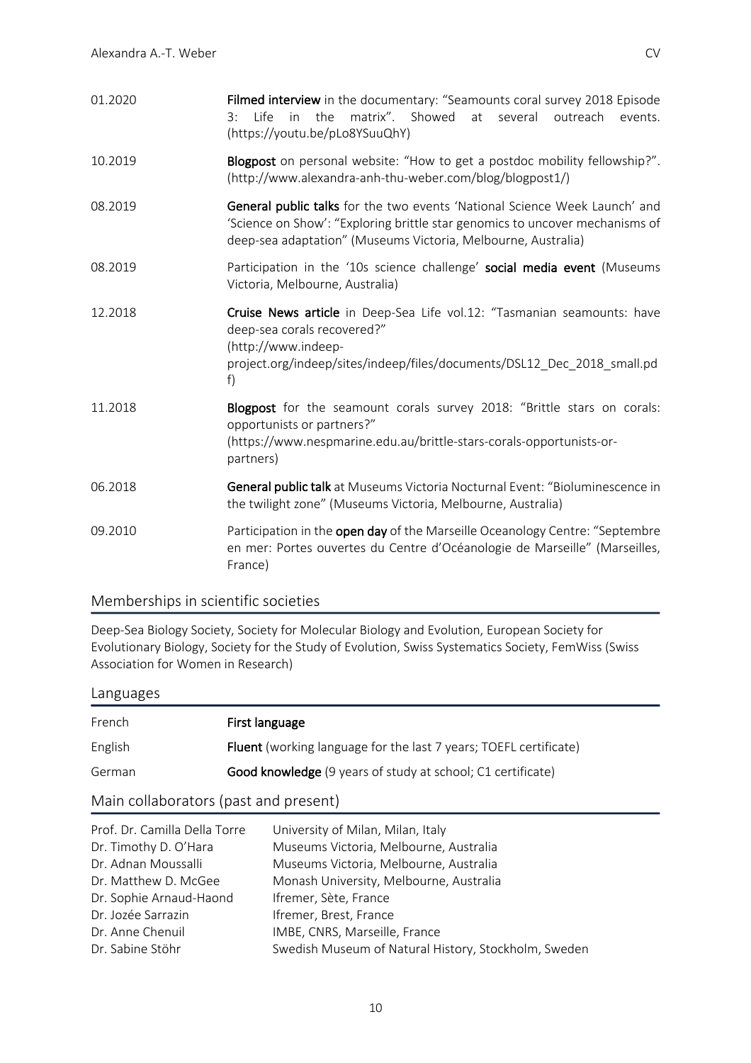| | |
|---|---|
| 01.2020 | **Filmed interview** in the documentary: “Seamounts coral survey 2018 Episode 3: Life in the matrix”. Showed at several outreach events. (https://youtu.be/pLo8YSuuQhY) |
| 10.2019 | **Blogpost** on personal website: “How to get a postdoc mobility fellowship?”. (http://www.alexandra-anh-thu-weber.com/blog/blogpost1/) |
| 08.2019 | **General public talks** for the two events ‘National Science Week Launch’ and ‘Science on Show’: “Exploring brittle star genomics to uncover mechanisms of deep-sea adaptation” (Museums Victoria, Melbourne, Australia) |
| 08.2019 | Participation in the ‘10s science challenge’ **social media event** (Museums Victoria, Melbourne, Australia) |
| 12.2018 | **Cruise News article** in Deep-Sea Life vol.12: “Tasmanian seamounts: have deep-sea corals recovered?” (http://www.indeep-project.org/indeep/sites/indeep/files/documents/DSL12_Dec_2018_small.pdf) |
| 11.2018 | **Blogpost** for the seamount corals survey 2018: “Brittle stars on corals: opportunists or partners?” (https://www.nespmarine.edu.au/brittle-stars-corals-opportunists-or-partners) |
| 06.2018 | **General public talk** at Museums Victoria Nocturnal Event: “Bioluminescence in the twilight zone” (Museums Victoria, Melbourne, Australia) |
| 09.2010 | Participation in the **open day** of the Marseille Oceanology Centre: “Septembre en mer: Portes ouvertes du Centre d’Océanologie de Marseille” (Marseilles, France) |

## Memberships in scientific societies

Deep-Sea Biology Society, Society for Molecular Biology and Evolution, European Society for Evolutionary Biology, Society for the Study of Evolution, Swiss Systematics Society, FemWiss (Swiss Association for Women in Research)

## Languages

| | |
|---|---|
| French | **First language** |
| English | **Fluent** (working language for the last 7 years; TOEFL certificate) |
| German | **Good knowledge** (9 years of study at school; C1 certificate) |

## Main collaborators (past and present)

| | |
|---|---|
| Prof. Dr. Camilla Della Torre | University of Milan, Milan, Italy |
| Dr. Timothy D. O’Hara | Museums Victoria, Melbourne, Australia |
| Dr. Adnan Moussalli | Museums Victoria, Melbourne, Australia |
| Dr. Matthew D. McGee | Monash University, Melbourne, Australia |
| Dr. Sophie Arnaud-Haond | Ifremer, Sète, France |
| Dr. Jozée Sarrazin | Ifremer, Brest, France |
| Dr. Anne Chenuil | IMBE, CNRS, Marseille, France |
| Dr. Sabine Stöhr | Swedish Museum of Natural History, Stockholm, Sweden |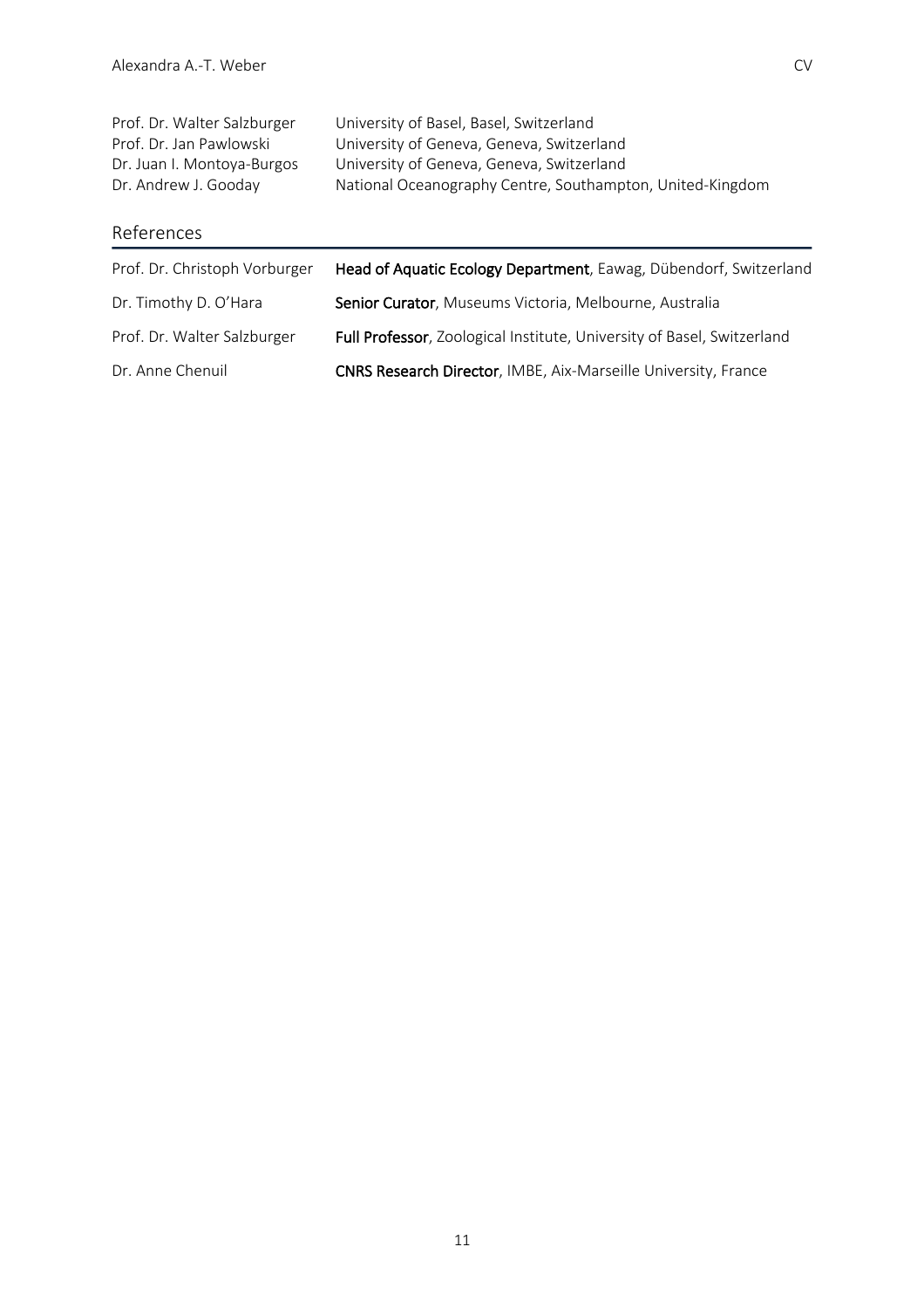| | |
|---|---|
| Prof. Dr. Walter Salzburger | University of Basel, Basel, Switzerland |
| Prof. Dr. Jan Pawlowski | University of Geneva, Geneva, Switzerland |
| Dr. Juan I. Montoya-Burgos | University of Geneva, Geneva, Switzerland |
| Dr. Andrew J. Gooday | National Oceanography Centre, Southampton, United-Kingdom |

## References

| | |
|---|---|
| Prof. Dr. Christoph Vorburger | **Head of Aquatic Ecology Department**, Eawag, Dübendorf, Switzerland |
| Dr. Timothy D. O'Hara | **Senior Curator**, Museums Victoria, Melbourne, Australia |
| Prof. Dr. Walter Salzburger | **Full Professor**, Zoological Institute, University of Basel, Switzerland |
| Dr. Anne Chenuil | **CNRS Research Director**, IMBE, Aix-Marseille University, France |